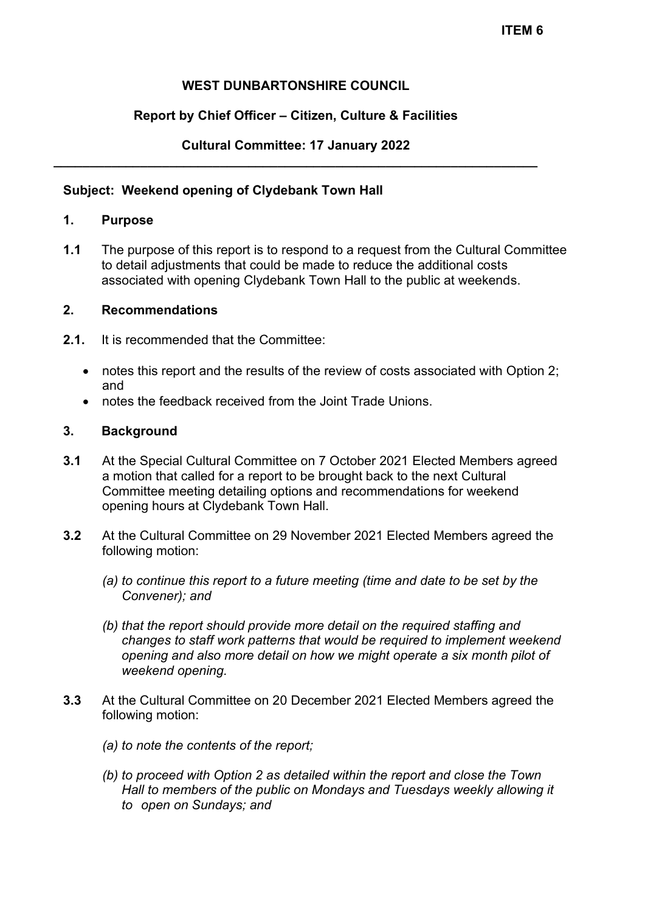**ITEM 6**

**WEST DUNBARTONSHIRE COUNCIL**

**Report by Chief Officer – Citizen, Culture & Facilities**

**Cultural Committee: 17 January 2022**

---

**Subject: Weekend opening of Clydebank Town Hall**

## 1. Purpose

**1.1** The purpose of this report is to respond to a request from the Cultural Committee to detail adjustments that could be made to reduce the additional costs associated with opening Clydebank Town Hall to the public at weekends.

## 2. Recommendations

**2.1.** It is recommended that the Committee:

- notes this report and the results of the review of costs associated with Option 2; and
- notes the feedback received from the Joint Trade Unions.

## 3. Background

**3.1** At the Special Cultural Committee on 7 October 2021 Elected Members agreed a motion that called for a report to be brought back to the next Cultural Committee meeting detailing options and recommendations for weekend opening hours at Clydebank Town Hall.

**3.2** At the Cultural Committee on 29 November 2021 Elected Members agreed the following motion:

*(a) to continue this report to a future meeting (time and date to be set by the Convener); and*

*(b) that the report should provide more detail on the required staffing and changes to staff work patterns that would be required to implement weekend opening and also more detail on how we might operate a six month pilot of weekend opening.*

**3.3** At the Cultural Committee on 20 December 2021 Elected Members agreed the following motion:

*(a) to note the contents of the report;*

*(b) to proceed with Option 2 as detailed within the report and close the Town Hall to members of the public on Mondays and Tuesdays weekly allowing it to open on Sundays; and*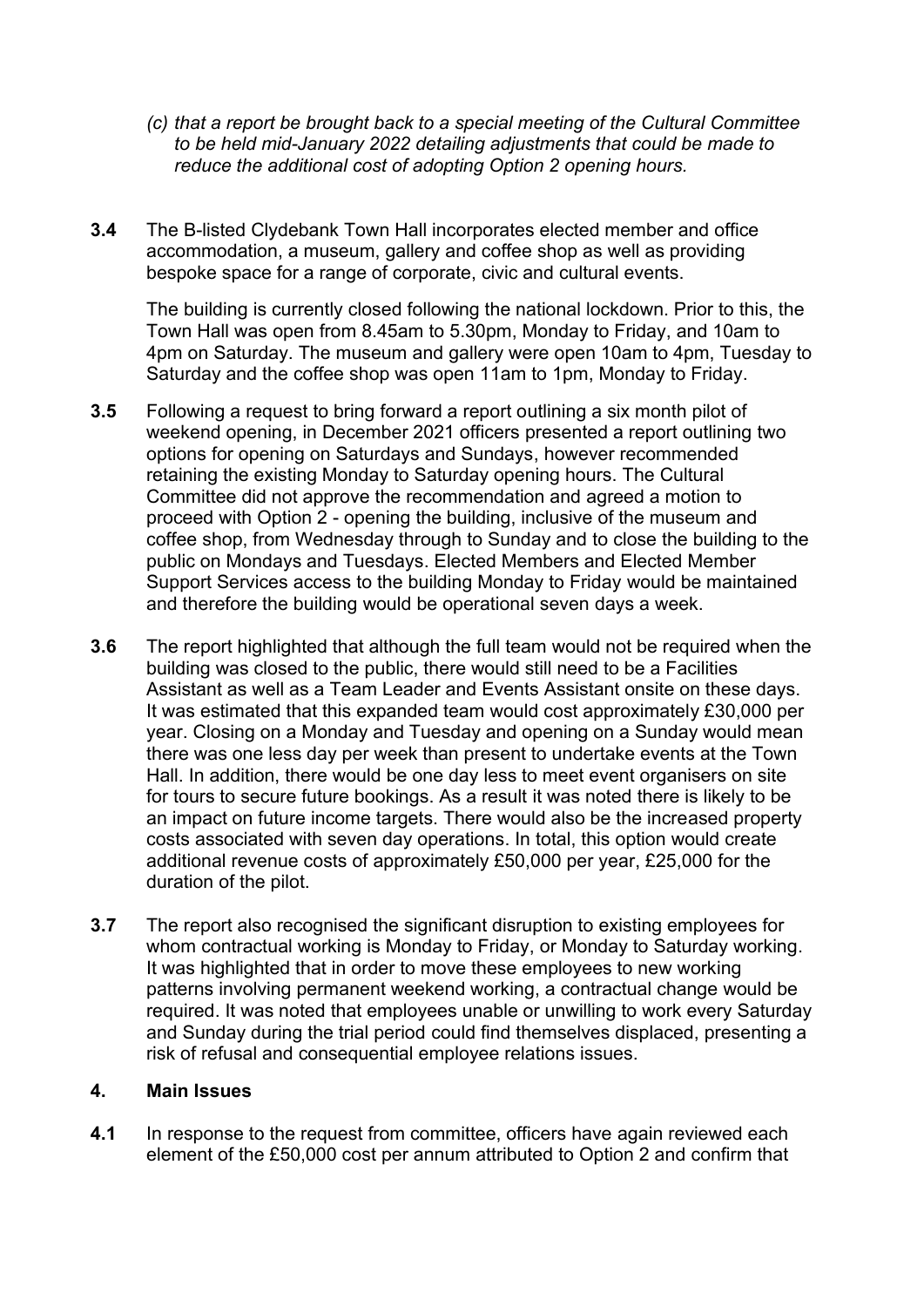*(c) that a report be brought back to a special meeting of the Cultural Committee to be held mid-January 2022 detailing adjustments that could be made to reduce the additional cost of adopting Option 2 opening hours.*

**3.4** The B-listed Clydebank Town Hall incorporates elected member and office accommodation, a museum, gallery and coffee shop as well as providing bespoke space for a range of corporate, civic and cultural events.

The building is currently closed following the national lockdown. Prior to this, the Town Hall was open from 8.45am to 5.30pm, Monday to Friday, and 10am to 4pm on Saturday. The museum and gallery were open 10am to 4pm, Tuesday to Saturday and the coffee shop was open 11am to 1pm, Monday to Friday.

**3.5** Following a request to bring forward a report outlining a six month pilot of weekend opening, in December 2021 officers presented a report outlining two options for opening on Saturdays and Sundays, however recommended retaining the existing Monday to Saturday opening hours. The Cultural Committee did not approve the recommendation and agreed a motion to proceed with Option 2 - opening the building, inclusive of the museum and coffee shop, from Wednesday through to Sunday and to close the building to the public on Mondays and Tuesdays. Elected Members and Elected Member Support Services access to the building Monday to Friday would be maintained and therefore the building would be operational seven days a week.

**3.6** The report highlighted that although the full team would not be required when the building was closed to the public, there would still need to be a Facilities Assistant as well as a Team Leader and Events Assistant onsite on these days. It was estimated that this expanded team would cost approximately £30,000 per year. Closing on a Monday and Tuesday and opening on a Sunday would mean there was one less day per week than present to undertake events at the Town Hall. In addition, there would be one day less to meet event organisers on site for tours to secure future bookings. As a result it was noted there is likely to be an impact on future income targets. There would also be the increased property costs associated with seven day operations. In total, this option would create additional revenue costs of approximately £50,000 per year, £25,000 for the duration of the pilot.

**3.7** The report also recognised the significant disruption to existing employees for whom contractual working is Monday to Friday, or Monday to Saturday working. It was highlighted that in order to move these employees to new working patterns involving permanent weekend working, a contractual change would be required. It was noted that employees unable or unwilling to work every Saturday and Sunday during the trial period could find themselves displaced, presenting a risk of refusal and consequential employee relations issues.

## 4. Main Issues

**4.1** In response to the request from committee, officers have again reviewed each element of the £50,000 cost per annum attributed to Option 2 and confirm that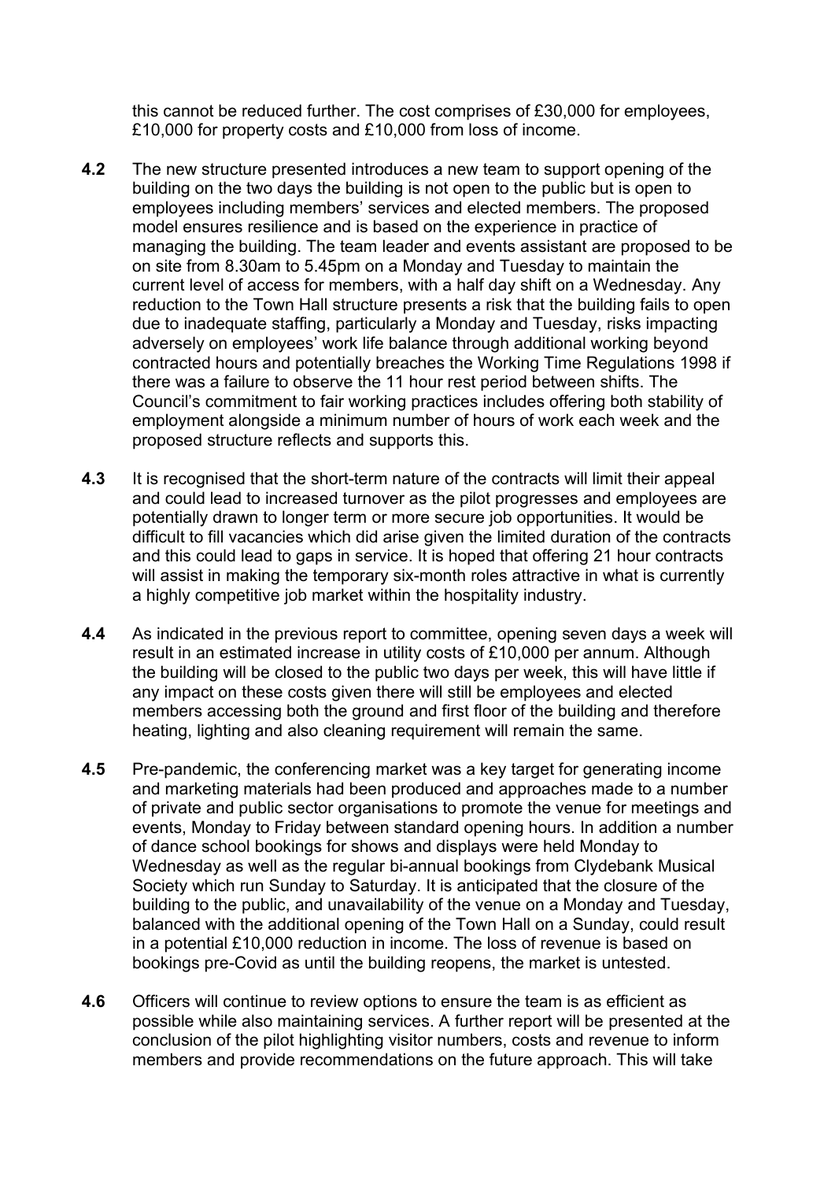this cannot be reduced further. The cost comprises of £30,000 for employees, £10,000 for property costs and £10,000 from loss of income.

**4.2** The new structure presented introduces a new team to support opening of the building on the two days the building is not open to the public but is open to employees including members' services and elected members. The proposed model ensures resilience and is based on the experience in practice of managing the building. The team leader and events assistant are proposed to be on site from 8.30am to 5.45pm on a Monday and Tuesday to maintain the current level of access for members, with a half day shift on a Wednesday. Any reduction to the Town Hall structure presents a risk that the building fails to open due to inadequate staffing, particularly a Monday and Tuesday, risks impacting adversely on employees' work life balance through additional working beyond contracted hours and potentially breaches the Working Time Regulations 1998 if there was a failure to observe the 11 hour rest period between shifts. The Council's commitment to fair working practices includes offering both stability of employment alongside a minimum number of hours of work each week and the proposed structure reflects and supports this.

**4.3** It is recognised that the short-term nature of the contracts will limit their appeal and could lead to increased turnover as the pilot progresses and employees are potentially drawn to longer term or more secure job opportunities. It would be difficult to fill vacancies which did arise given the limited duration of the contracts and this could lead to gaps in service. It is hoped that offering 21 hour contracts will assist in making the temporary six-month roles attractive in what is currently a highly competitive job market within the hospitality industry.

**4.4** As indicated in the previous report to committee, opening seven days a week will result in an estimated increase in utility costs of £10,000 per annum. Although the building will be closed to the public two days per week, this will have little if any impact on these costs given there will still be employees and elected members accessing both the ground and first floor of the building and therefore heating, lighting and also cleaning requirement will remain the same.

**4.5** Pre-pandemic, the conferencing market was a key target for generating income and marketing materials had been produced and approaches made to a number of private and public sector organisations to promote the venue for meetings and events, Monday to Friday between standard opening hours. In addition a number of dance school bookings for shows and displays were held Monday to Wednesday as well as the regular bi-annual bookings from Clydebank Musical Society which run Sunday to Saturday. It is anticipated that the closure of the building to the public, and unavailability of the venue on a Monday and Tuesday, balanced with the additional opening of the Town Hall on a Sunday, could result in a potential £10,000 reduction in income. The loss of revenue is based on bookings pre-Covid as until the building reopens, the market is untested.

**4.6** Officers will continue to review options to ensure the team is as efficient as possible while also maintaining services. A further report will be presented at the conclusion of the pilot highlighting visitor numbers, costs and revenue to inform members and provide recommendations on the future approach. This will take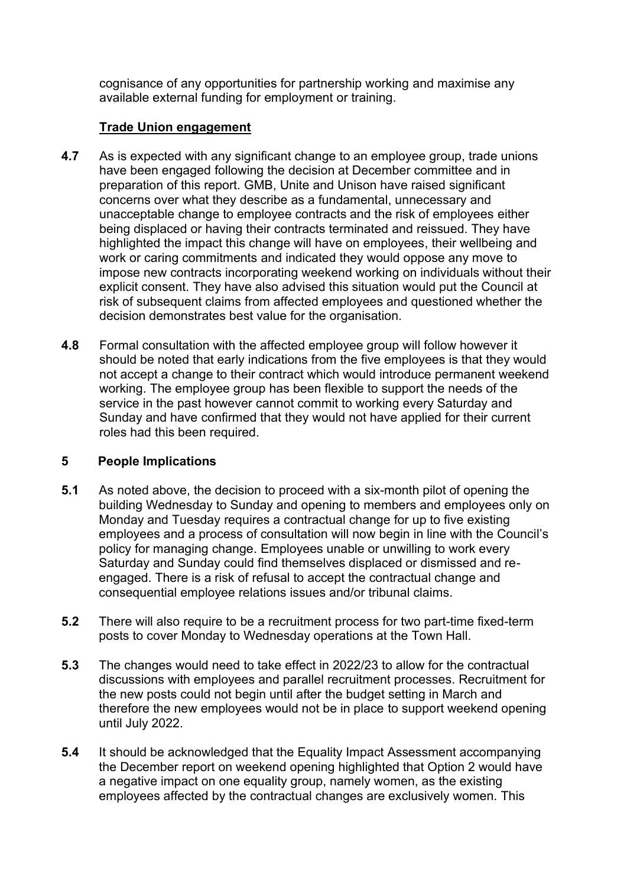cognisance of any opportunities for partnership working and maximise any available external funding for employment or training.

**Trade Union engagement**

**4.7** As is expected with any significant change to an employee group, trade unions have been engaged following the decision at December committee and in preparation of this report. GMB, Unite and Unison have raised significant concerns over what they describe as a fundamental, unnecessary and unacceptable change to employee contracts and the risk of employees either being displaced or having their contracts terminated and reissued. They have highlighted the impact this change will have on employees, their wellbeing and work or caring commitments and indicated they would oppose any move to impose new contracts incorporating weekend working on individuals without their explicit consent. They have also advised this situation would put the Council at risk of subsequent claims from affected employees and questioned whether the decision demonstrates best value for the organisation.

**4.8** Formal consultation with the affected employee group will follow however it should be noted that early indications from the five employees is that they would not accept a change to their contract which would introduce permanent weekend working. The employee group has been flexible to support the needs of the service in the past however cannot commit to working every Saturday and Sunday and have confirmed that they would not have applied for their current roles had this been required.

## 5 People Implications

**5.1** As noted above, the decision to proceed with a six-month pilot of opening the building Wednesday to Sunday and opening to members and employees only on Monday and Tuesday requires a contractual change for up to five existing employees and a process of consultation will now begin in line with the Council's policy for managing change. Employees unable or unwilling to work every Saturday and Sunday could find themselves displaced or dismissed and re-engaged. There is a risk of refusal to accept the contractual change and consequential employee relations issues and/or tribunal claims.

**5.2** There will also require to be a recruitment process for two part-time fixed-term posts to cover Monday to Wednesday operations at the Town Hall.

**5.3** The changes would need to take effect in 2022/23 to allow for the contractual discussions with employees and parallel recruitment processes. Recruitment for the new posts could not begin until after the budget setting in March and therefore the new employees would not be in place to support weekend opening until July 2022.

**5.4** It should be acknowledged that the Equality Impact Assessment accompanying the December report on weekend opening highlighted that Option 2 would have a negative impact on one equality group, namely women, as the existing employees affected by the contractual changes are exclusively women. This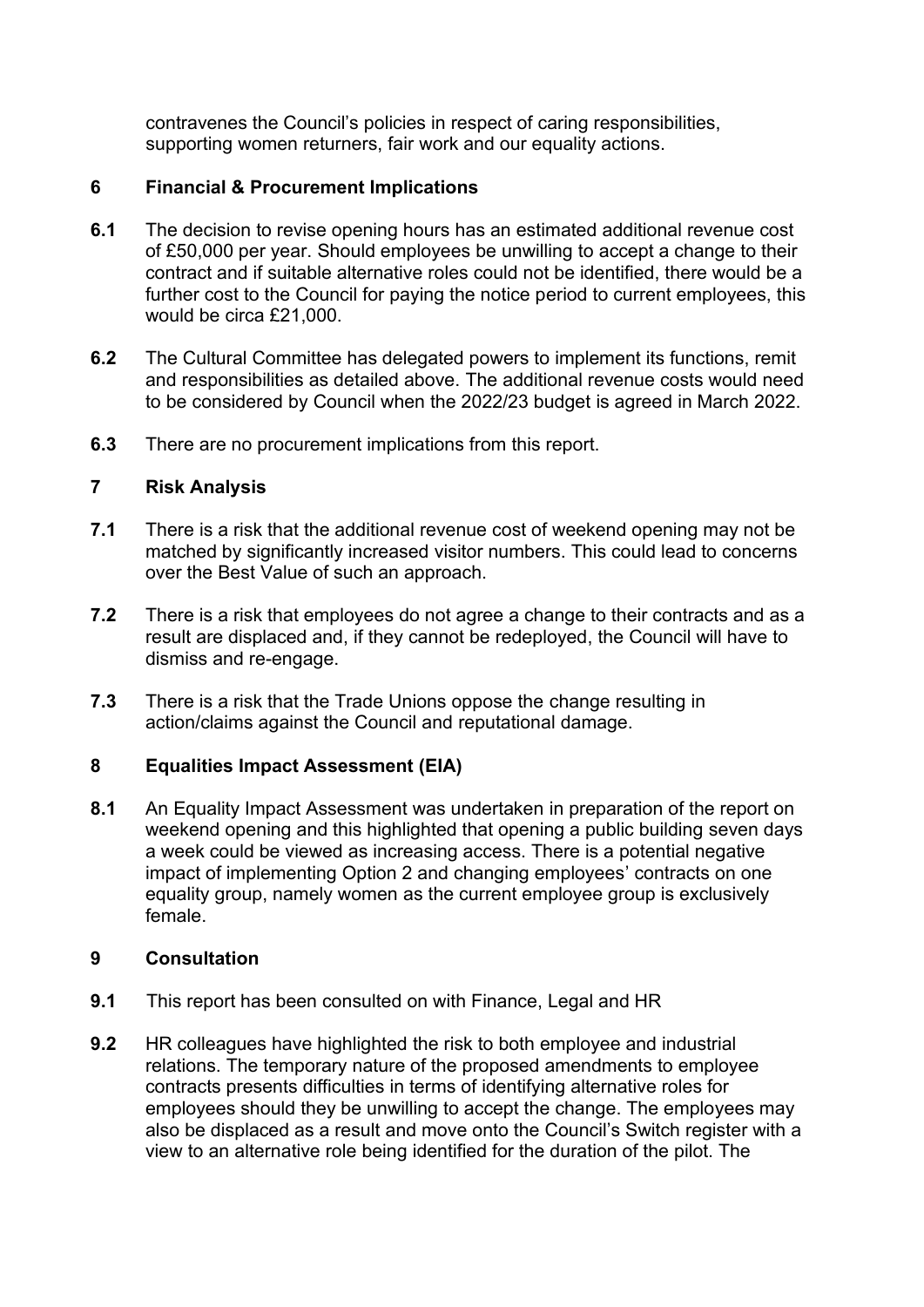contravenes the Council's policies in respect of caring responsibilities, supporting women returners, fair work and our equality actions.

## 6 Financial & Procurement Implications

**6.1** The decision to revise opening hours has an estimated additional revenue cost of £50,000 per year. Should employees be unwilling to accept a change to their contract and if suitable alternative roles could not be identified, there would be a further cost to the Council for paying the notice period to current employees, this would be circa £21,000.

**6.2** The Cultural Committee has delegated powers to implement its functions, remit and responsibilities as detailed above. The additional revenue costs would need to be considered by Council when the 2022/23 budget is agreed in March 2022.

**6.3** There are no procurement implications from this report.

## 7 Risk Analysis

**7.1** There is a risk that the additional revenue cost of weekend opening may not be matched by significantly increased visitor numbers. This could lead to concerns over the Best Value of such an approach.

**7.2** There is a risk that employees do not agree a change to their contracts and as a result are displaced and, if they cannot be redeployed, the Council will have to dismiss and re-engage.

**7.3** There is a risk that the Trade Unions oppose the change resulting in action/claims against the Council and reputational damage.

## 8 Equalities Impact Assessment (EIA)

**8.1** An Equality Impact Assessment was undertaken in preparation of the report on weekend opening and this highlighted that opening a public building seven days a week could be viewed as increasing access. There is a potential negative impact of implementing Option 2 and changing employees' contracts on one equality group, namely women as the current employee group is exclusively female.

## 9 Consultation

**9.1** This report has been consulted on with Finance, Legal and HR

**9.2** HR colleagues have highlighted the risk to both employee and industrial relations. The temporary nature of the proposed amendments to employee contracts presents difficulties in terms of identifying alternative roles for employees should they be unwilling to accept the change. The employees may also be displaced as a result and move onto the Council's Switch register with a view to an alternative role being identified for the duration of the pilot. The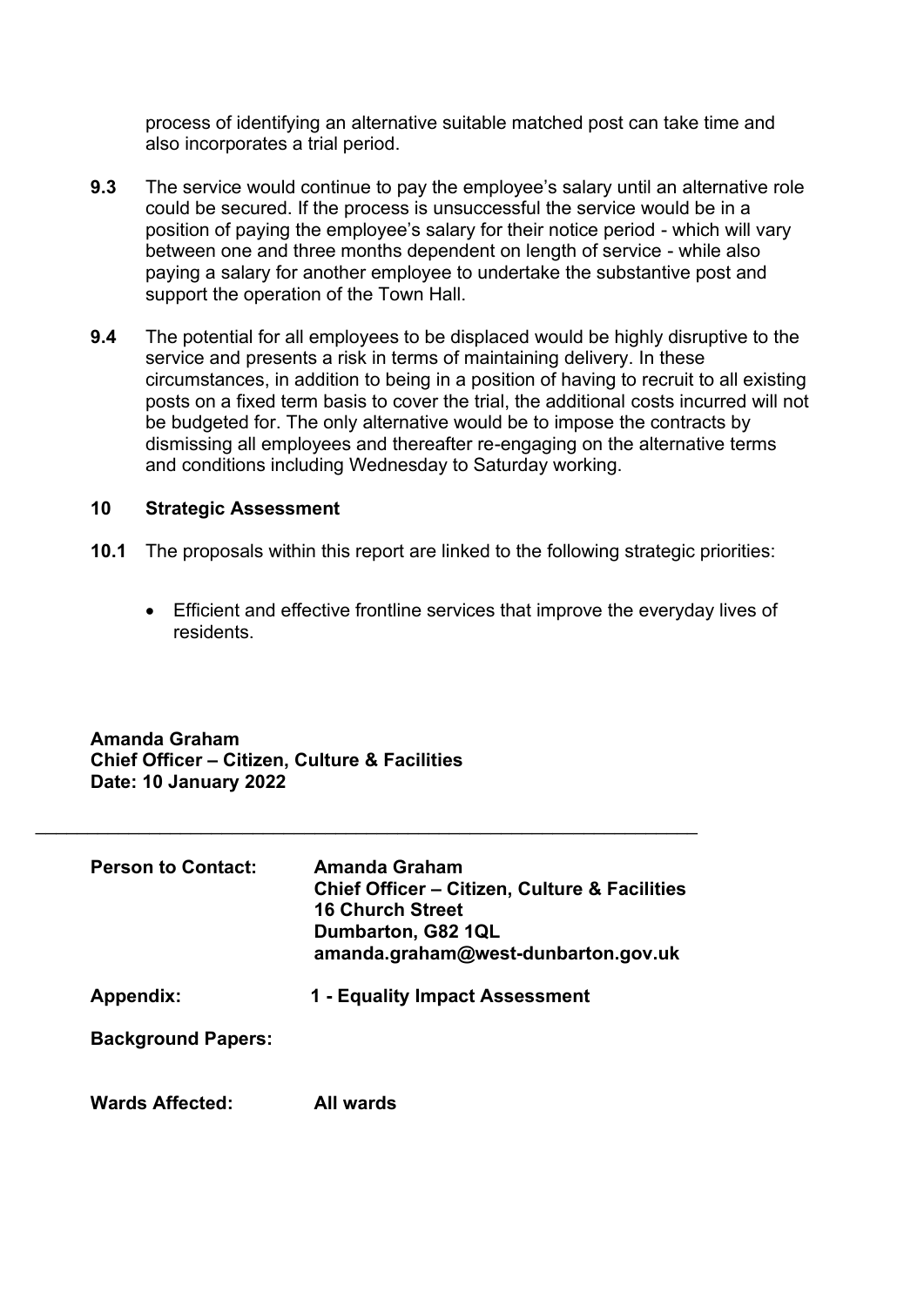process of identifying an alternative suitable matched post can take time and also incorporates a trial period.

**9.3** The service would continue to pay the employee's salary until an alternative role could be secured. If the process is unsuccessful the service would be in a position of paying the employee's salary for their notice period - which will vary between one and three months dependent on length of service - while also paying a salary for another employee to undertake the substantive post and support the operation of the Town Hall.

**9.4** The potential for all employees to be displaced would be highly disruptive to the service and presents a risk in terms of maintaining delivery. In these circumstances, in addition to being in a position of having to recruit to all existing posts on a fixed term basis to cover the trial, the additional costs incurred will not be budgeted for. The only alternative would be to impose the contracts by dismissing all employees and thereafter re-engaging on the alternative terms and conditions including Wednesday to Saturday working.

## 10 Strategic Assessment

**10.1** The proposals within this report are linked to the following strategic priorities:

- Efficient and effective frontline services that improve the everyday lives of residents.

**Amanda Graham**
**Chief Officer – Citizen, Culture & Facilities**
**Date: 10 January 2022**

---

| | |
|---|---|
| **Person to Contact:** | **Amanda Graham**<br>**Chief Officer – Citizen, Culture & Facilities**<br>**16 Church Street**<br>**Dumbarton, G82 1QL**<br>**amanda.graham@west-dunbarton.gov.uk** |
| **Appendix:** | **1 - Equality Impact Assessment** |
| **Background Papers:** | |
| **Wards Affected:** | **All wards** |